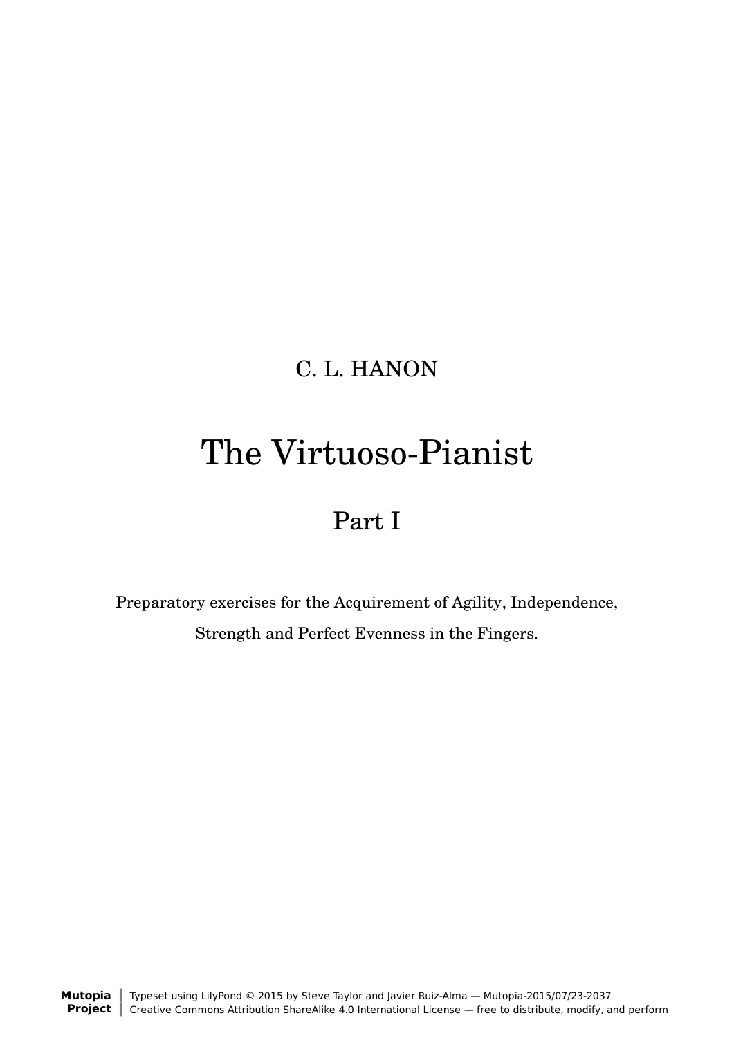C. L. HANON

# The Virtuoso-Pianist

## Part I

Preparatory exercises for the Acquirement of Agility, Independence, Strength and Perfect Evenness in the Fingers.

**Mutopia Project** | Typeset using LilyPond © 2015 by Steve Taylor and Javier Ruiz-Alma — Mutopia-2015/07/23-2037
Creative Commons Attribution ShareAlike 4.0 International License — free to distribute, modify, and perform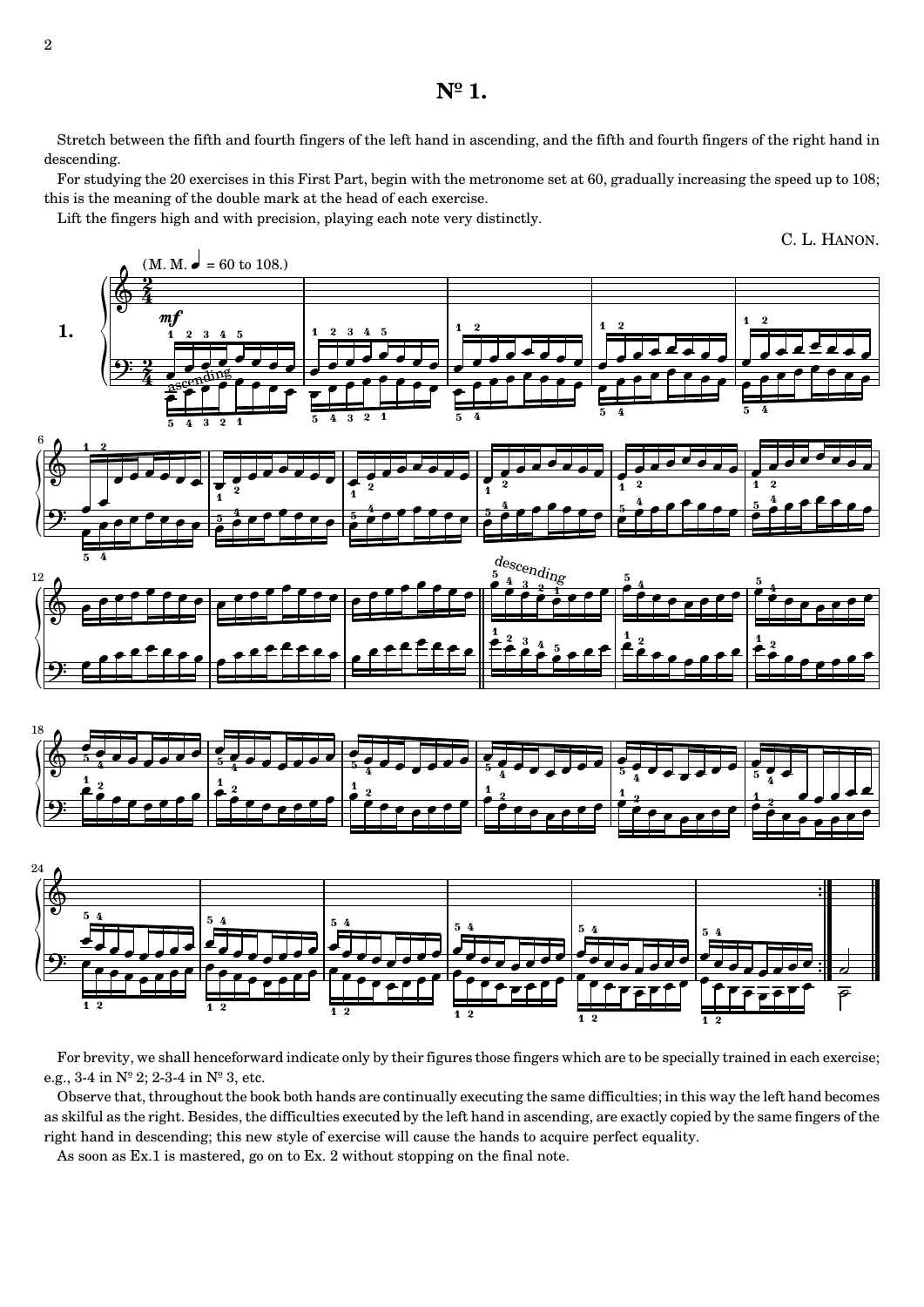# № 1.

Stretch between the fifth and fourth fingers of the left hand in ascending, and the fifth and fourth fingers of the right hand in descending.

For studying the 20 exercises in this First Part, begin with the metronome set at 60, gradually increasing the speed up to 108; this is the meaning of the double mark at the head of each exercise.

Lift the fingers high and with precision, playing each note very distinctly.

C. L. HANON.

For brevity, we shall henceforward indicate only by their figures those fingers which are to be specially trained in each exercise; e.g., 3-4 in № 2; 2-3-4 in № 3, etc.

Observe that, throughout the book both hands are continually executing the same difficulties; in this way the left hand becomes as skilful as the right. Besides, the difficulties executed by the left hand in ascending, are exactly copied by the same fingers of the right hand in descending; this new style of exercise will cause the hands to acquire perfect equality.

As soon as Ex.1 is mastered, go on to Ex. 2 without stopping on the final note.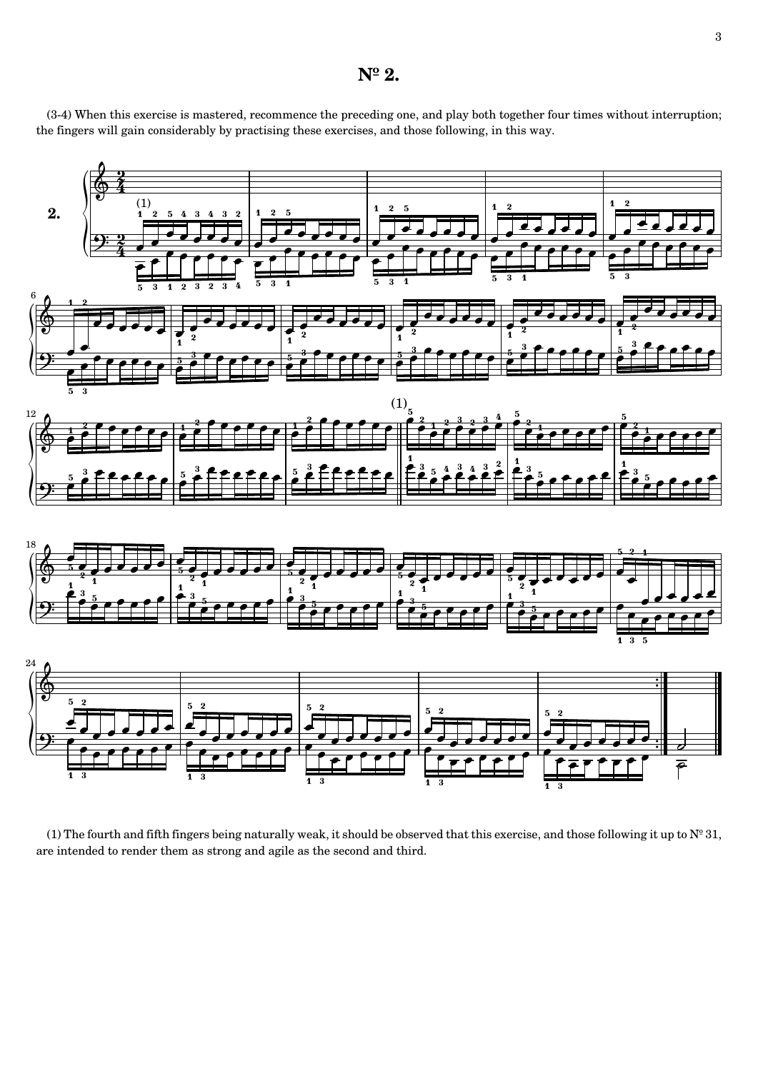# № 2.

(3-4) When this exercise is mastered, recommence the preceding one, and play both together four times without interruption; the fingers will gain considerably by practising these exercises, and those following, in this way.

(1) The fourth and fifth fingers being naturally weak, it should be observed that this exercise, and those following it up to № 31, are intended to render them as strong and agile as the second and third.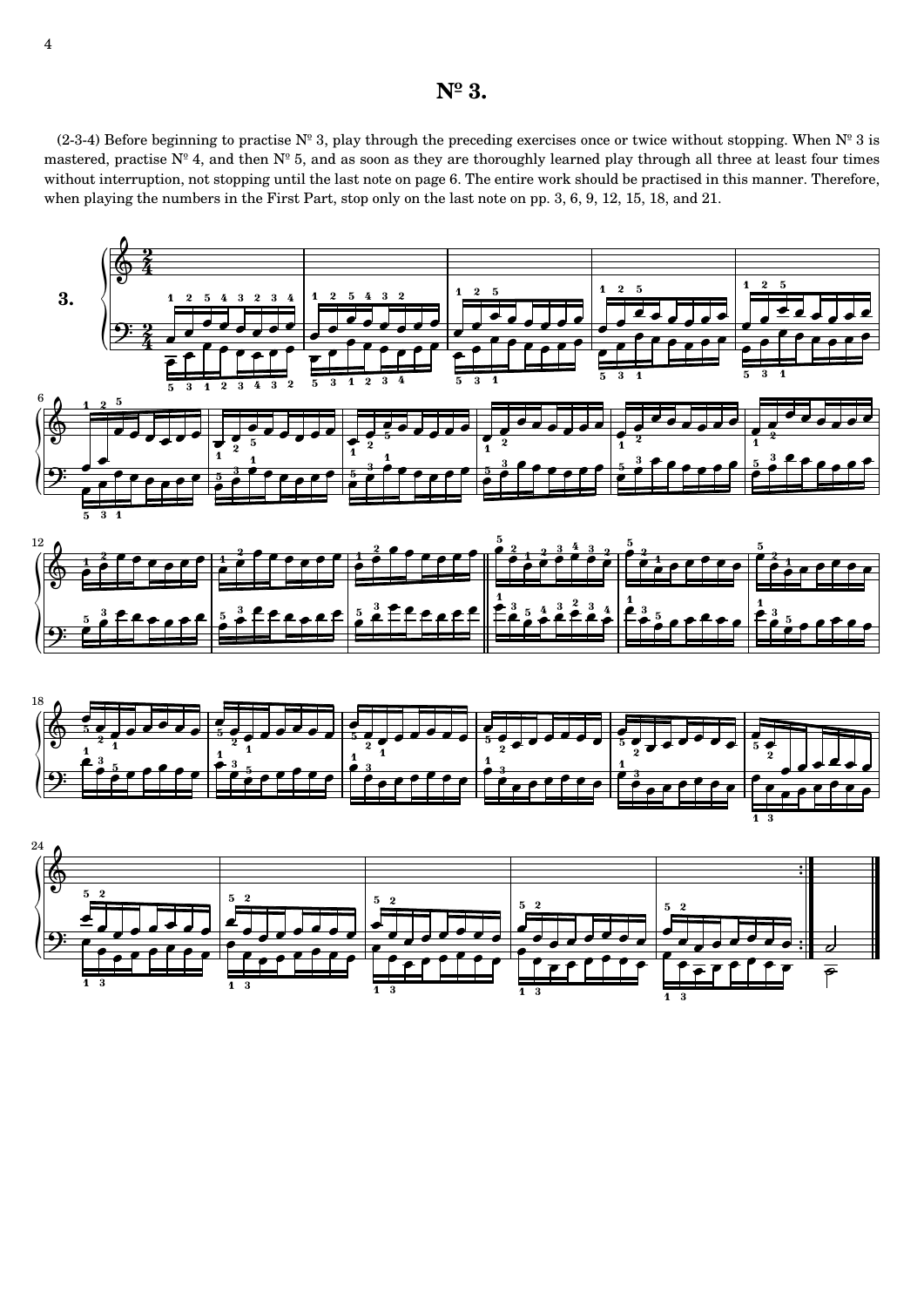# Nº 3.

(2-3-4) Before beginning to practise Nº 3, play through the preceding exercises once or twice without stopping. When Nº 3 is mastered, practise Nº 4, and then Nº 5, and as soon as they are thoroughly learned play through all three at least four times without interruption, not stopping until the last note on page 6. The entire work should be practised in this manner. Therefore, when playing the numbers in the First Part, stop only on the last note on pp. 3, 6, 9, 12, 15, 18, and 21.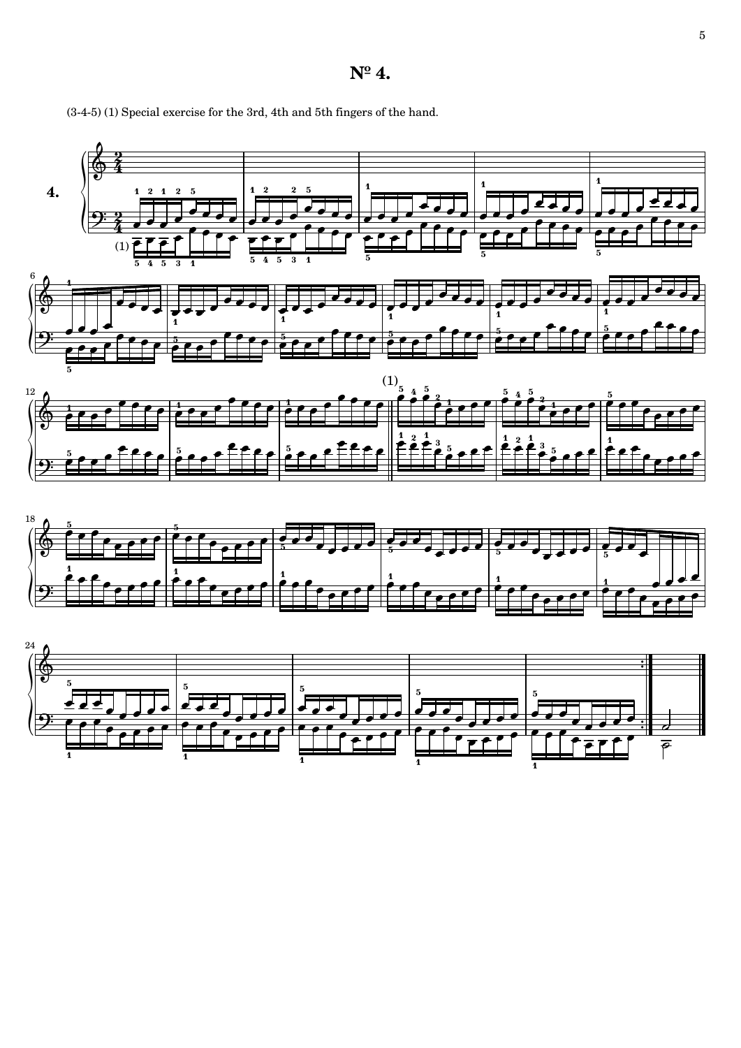# № 4.

(3-4-5) (1) Special exercise for the 3rd, 4th and 5th fingers of the hand.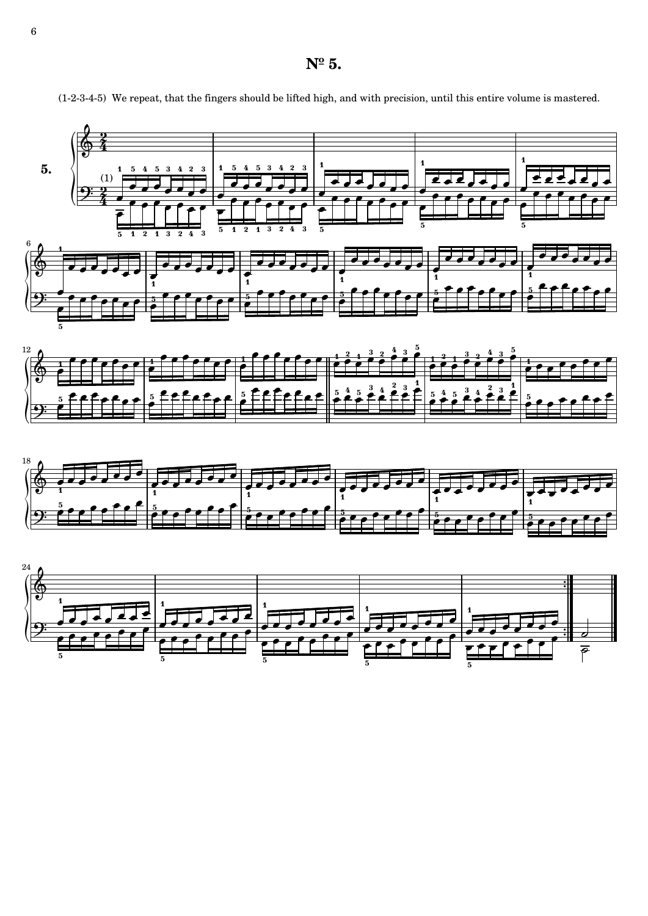# № 5.

(1-2-3-4-5) We repeat, that the fingers should be lifted high, and with precision, until this entire volume is mastered.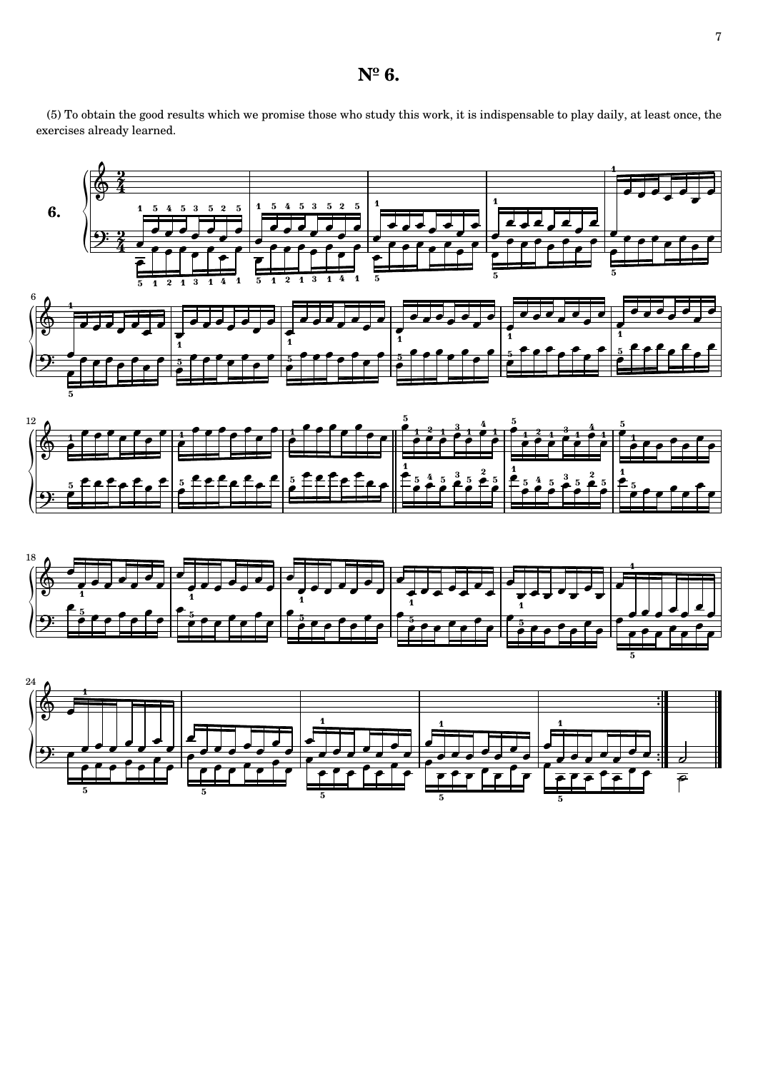# Nº 6.

(5) To obtain the good results which we promise those who study this work, it is indispensable to play daily, at least once, the exercises already learned.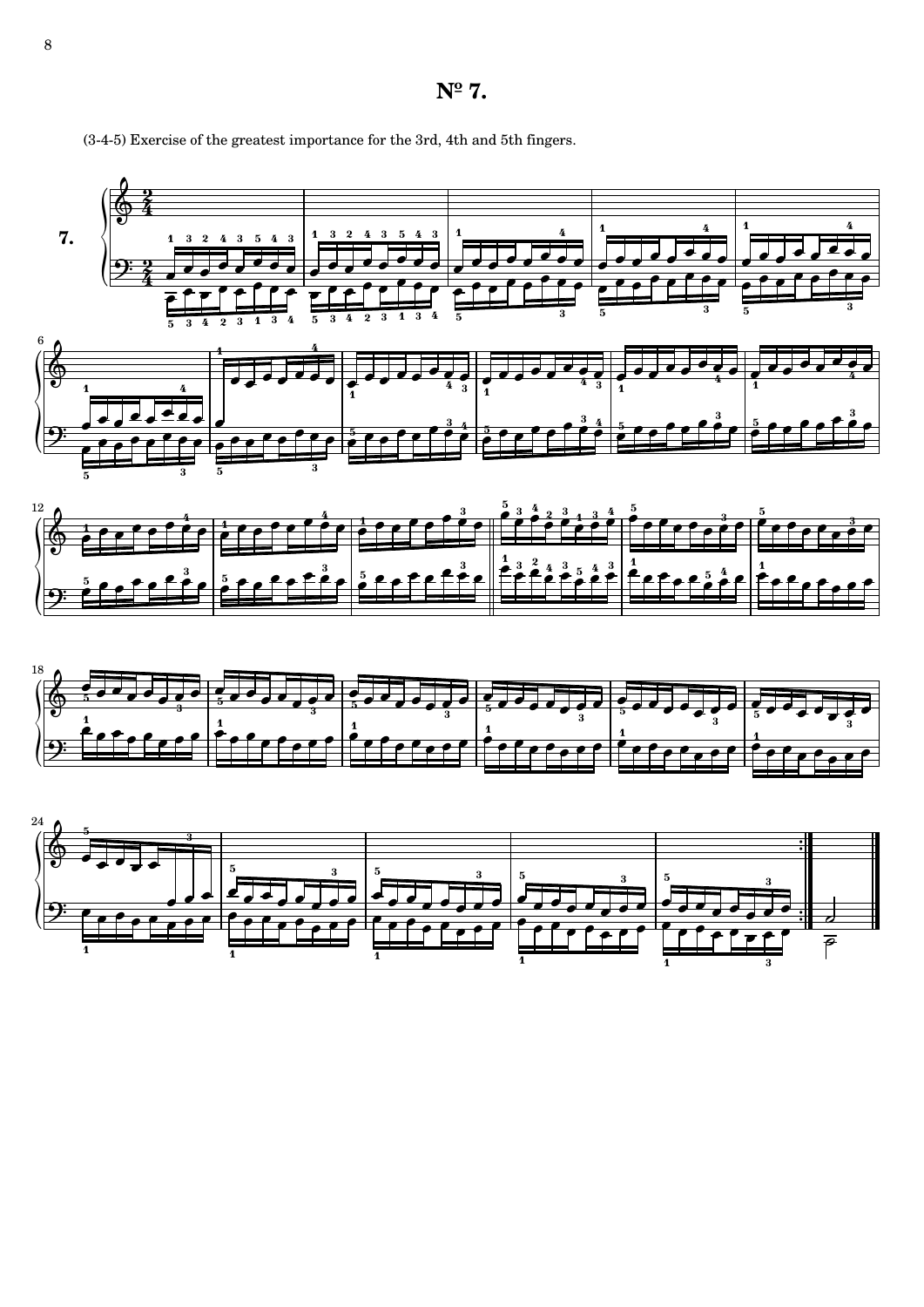# № 7.

(3-4-5) Exercise of the greatest importance for the 3rd, 4th and 5th fingers.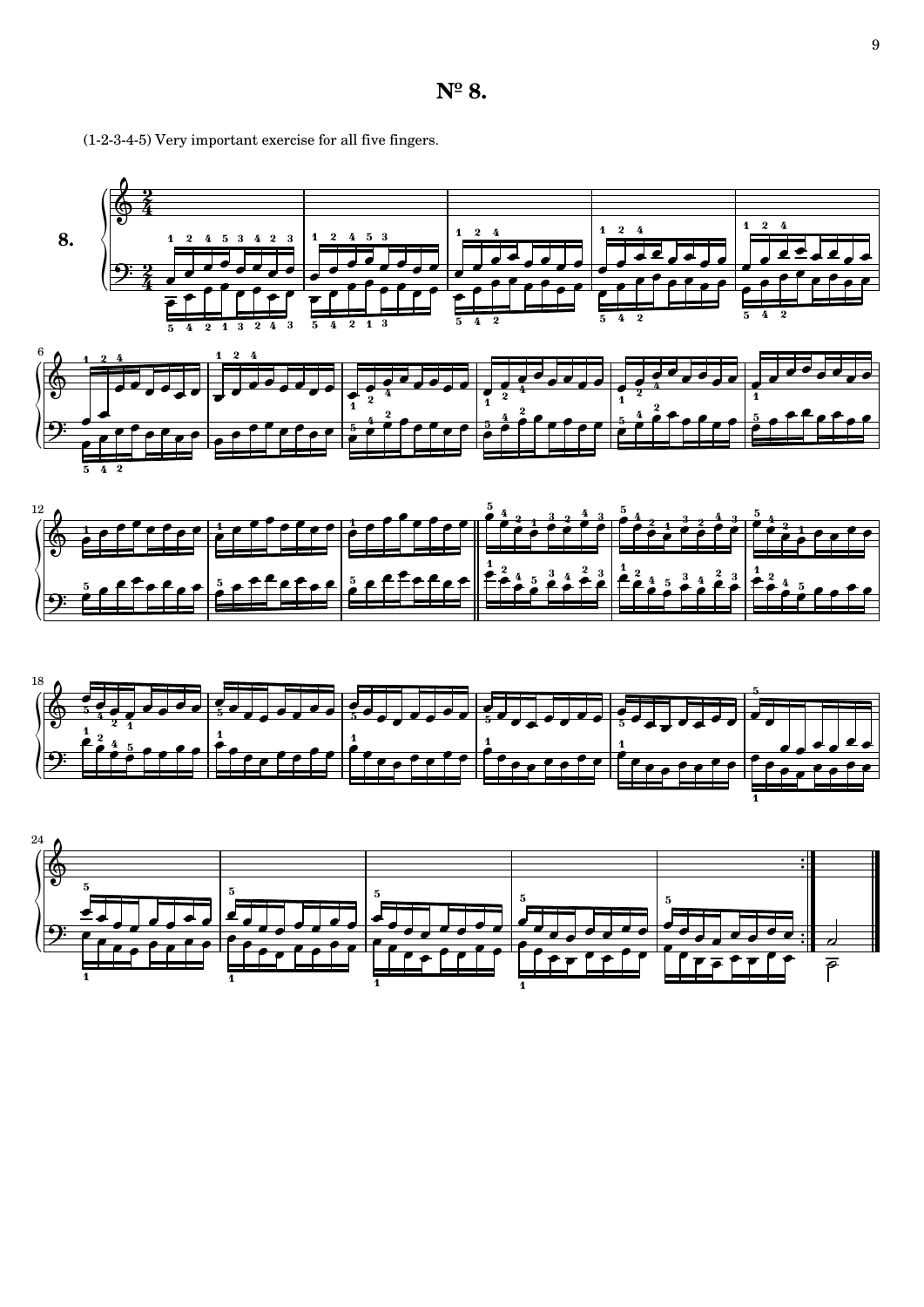# № 8.

(1-2-3-4-5) Very important exercise for all five fingers.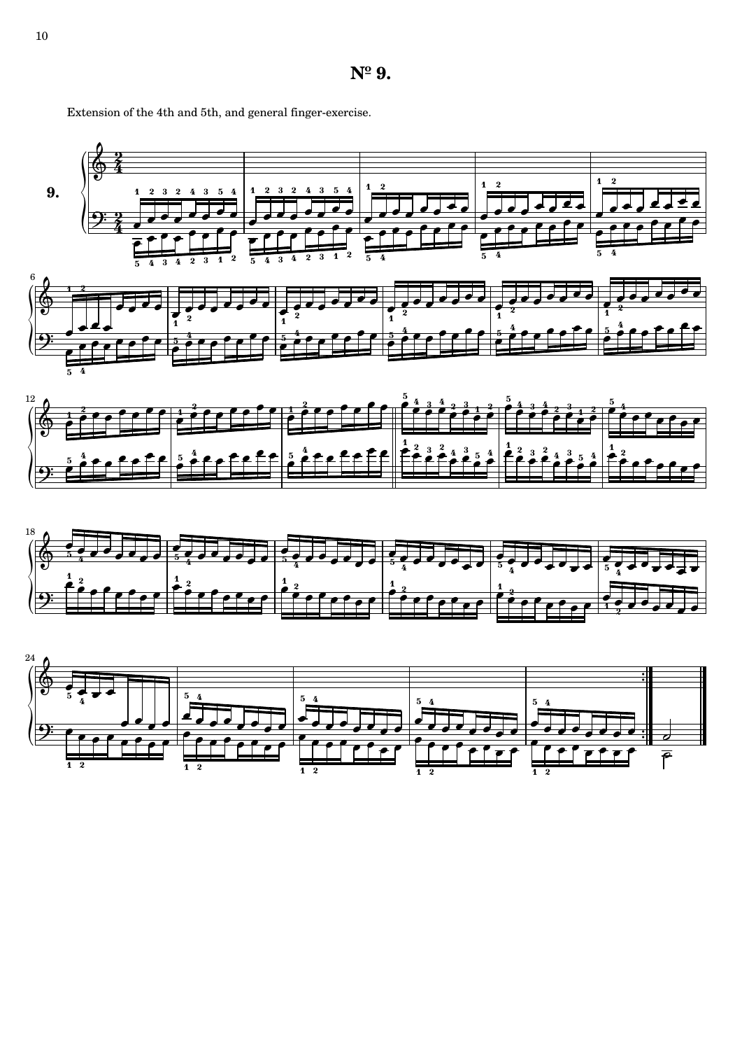# № 9.

Extension of the 4th and 5th, and general finger-exercise.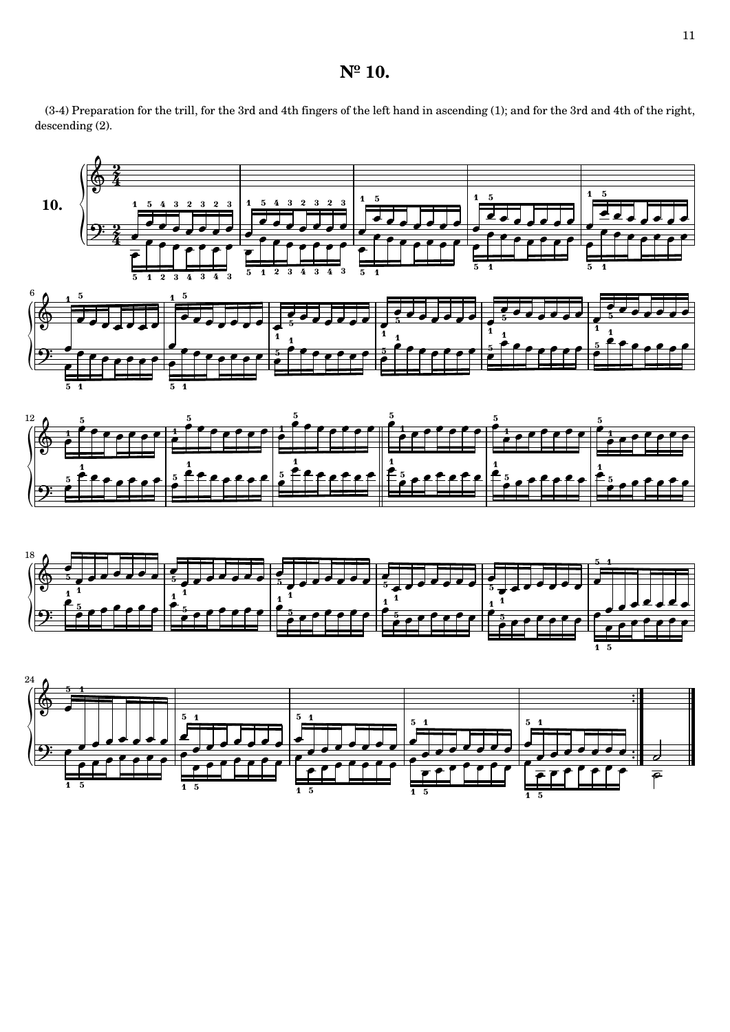# № 10.

(3-4) Preparation for the trill, for the 3rd and 4th fingers of the left hand in ascending (1); and for the 3rd and 4th of the right, descending (2).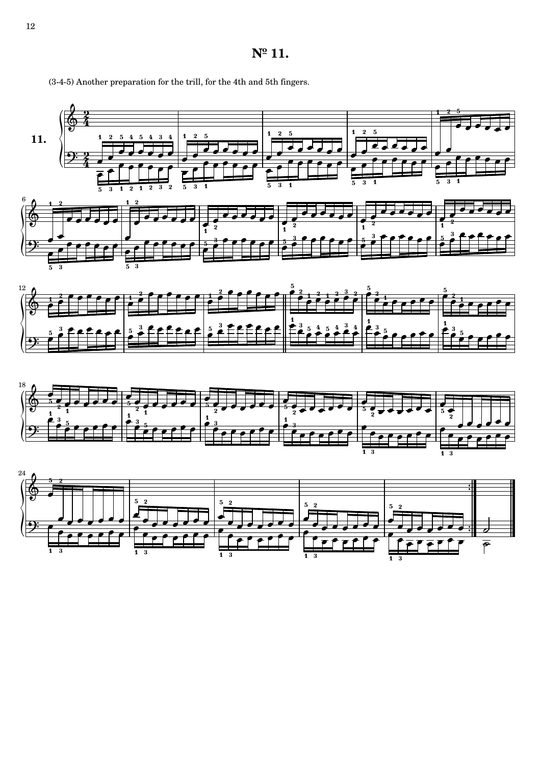# № 11.

(3-4-5) Another preparation for the trill, for the 4th and 5th fingers.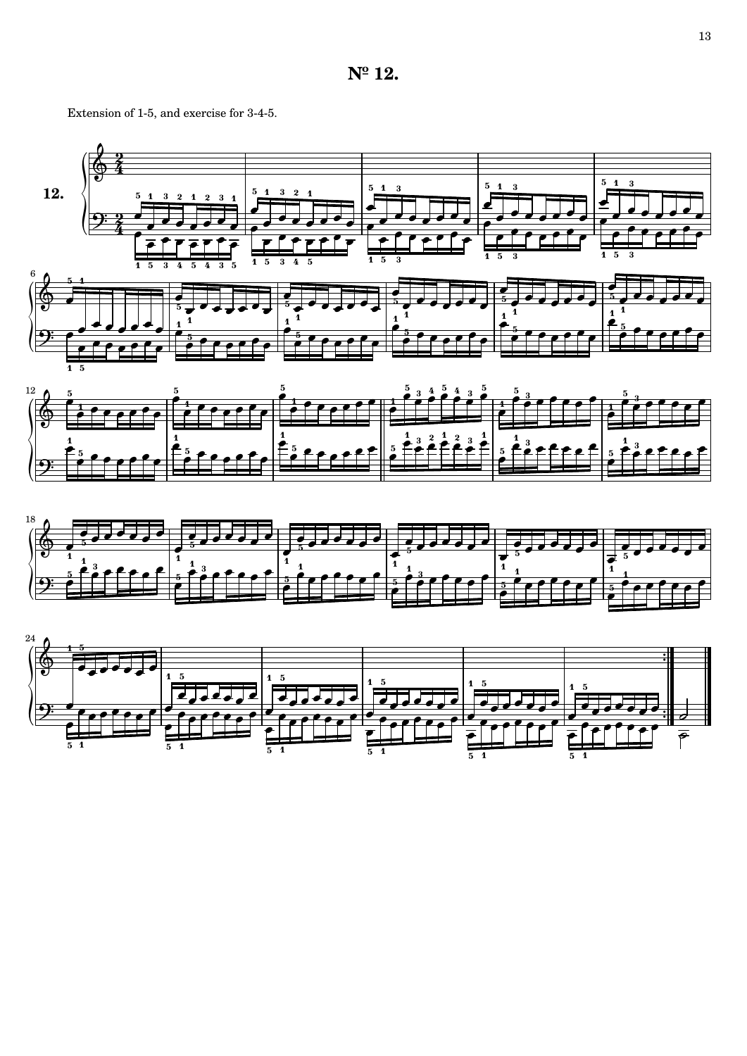# № 12.

Extension of 1-5, and exercise for 3-4-5.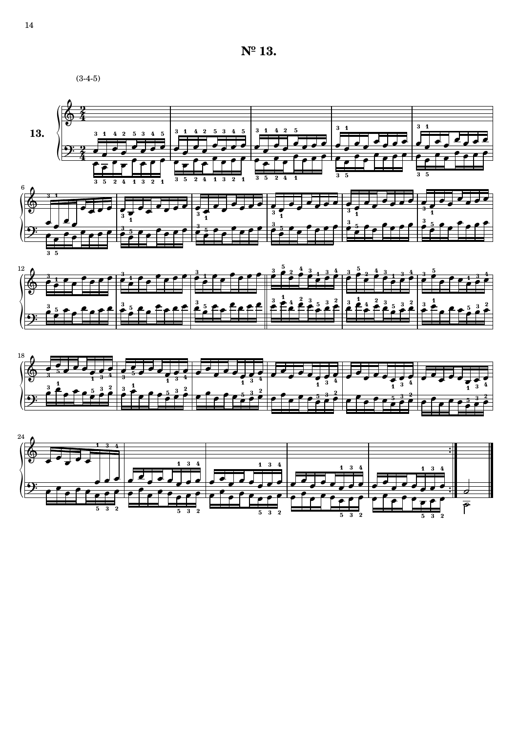## № 13.

(3-4-5)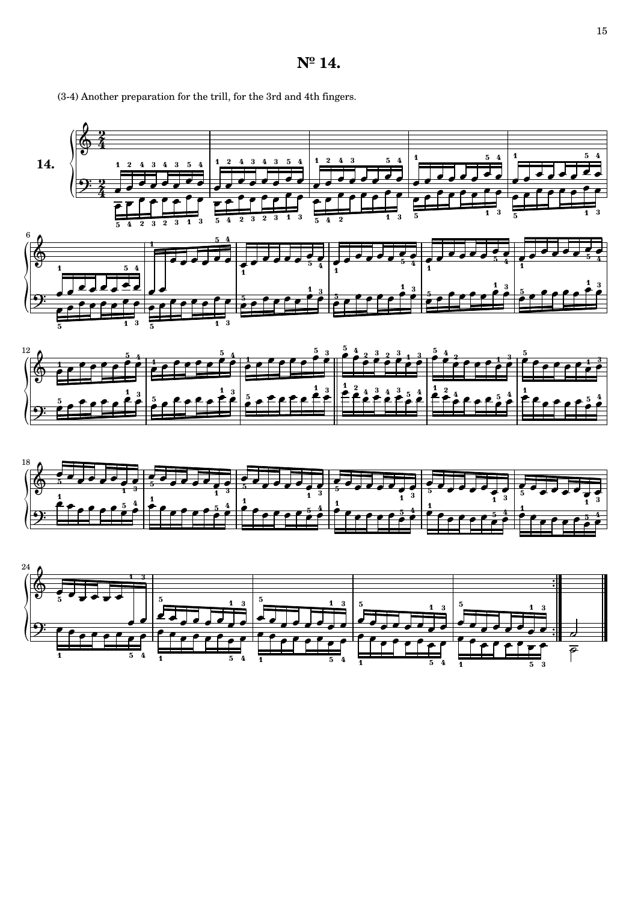# № 14.

(3-4) Another preparation for the trill, for the 3rd and 4th fingers.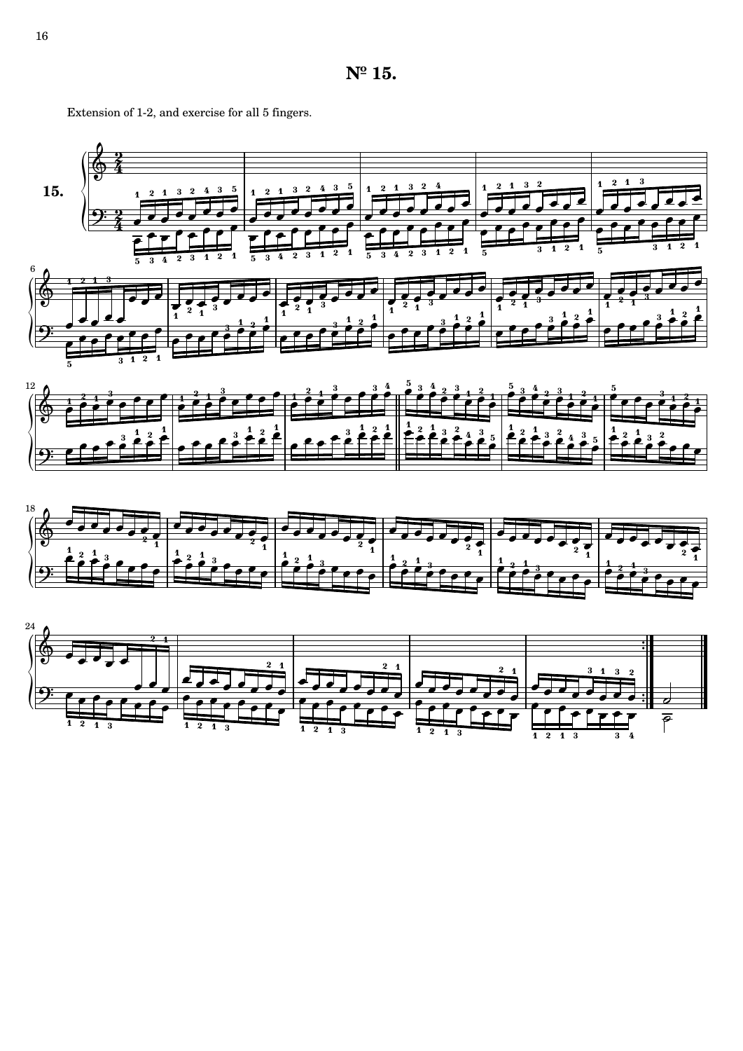# № 15.

Extension of 1-2, and exercise for all 5 fingers.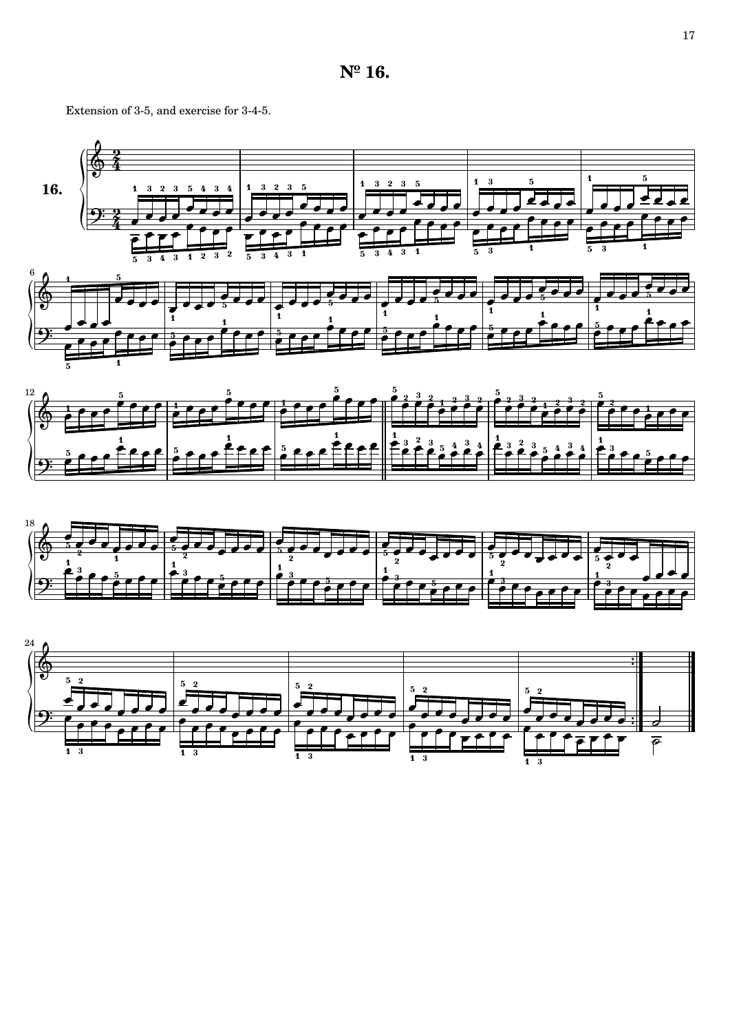# № 16.

Extension of 3-5, and exercise for 3-4-5.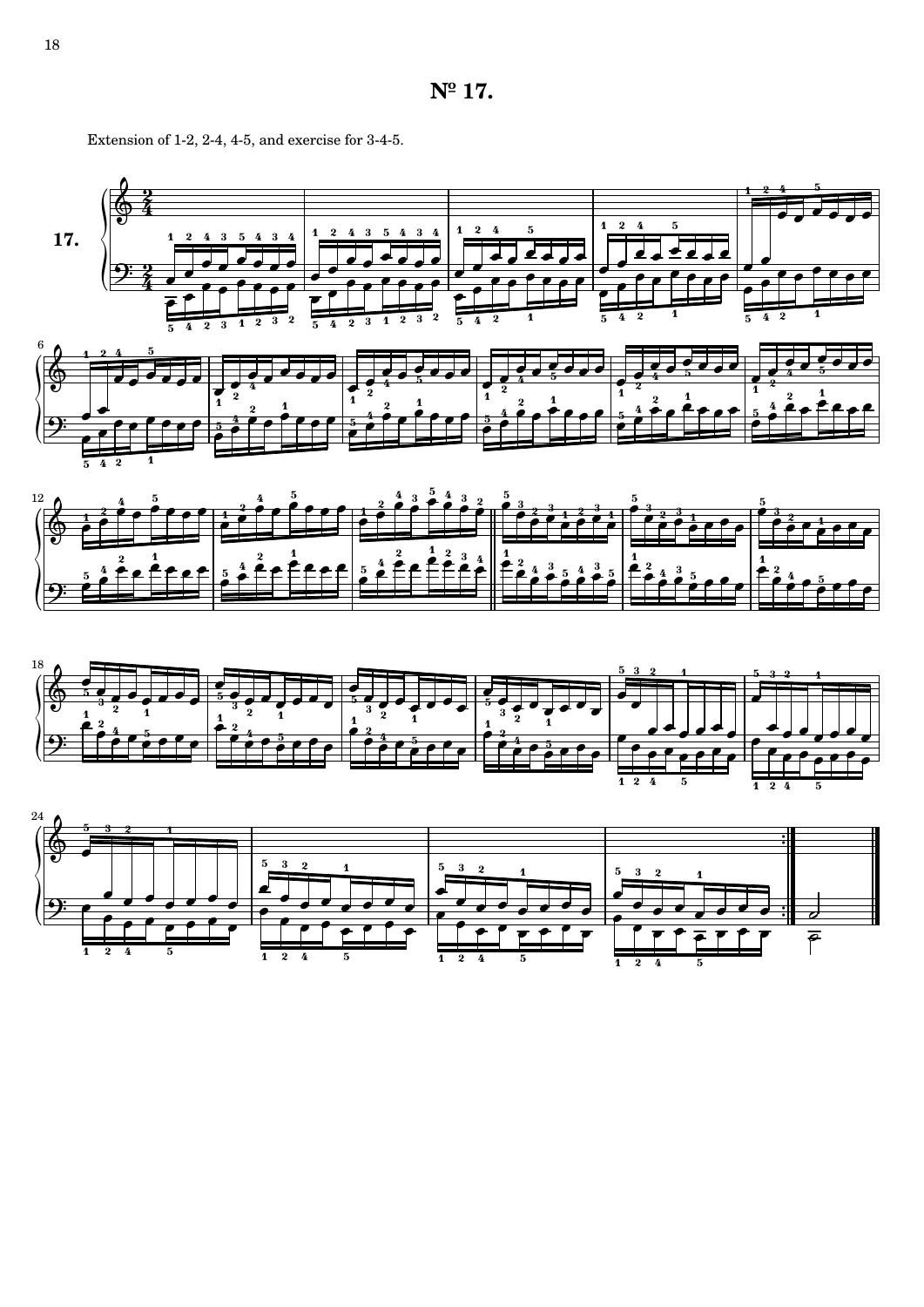# № 17.

Extension of 1-2, 2-4, 4-5, and exercise for 3-4-5.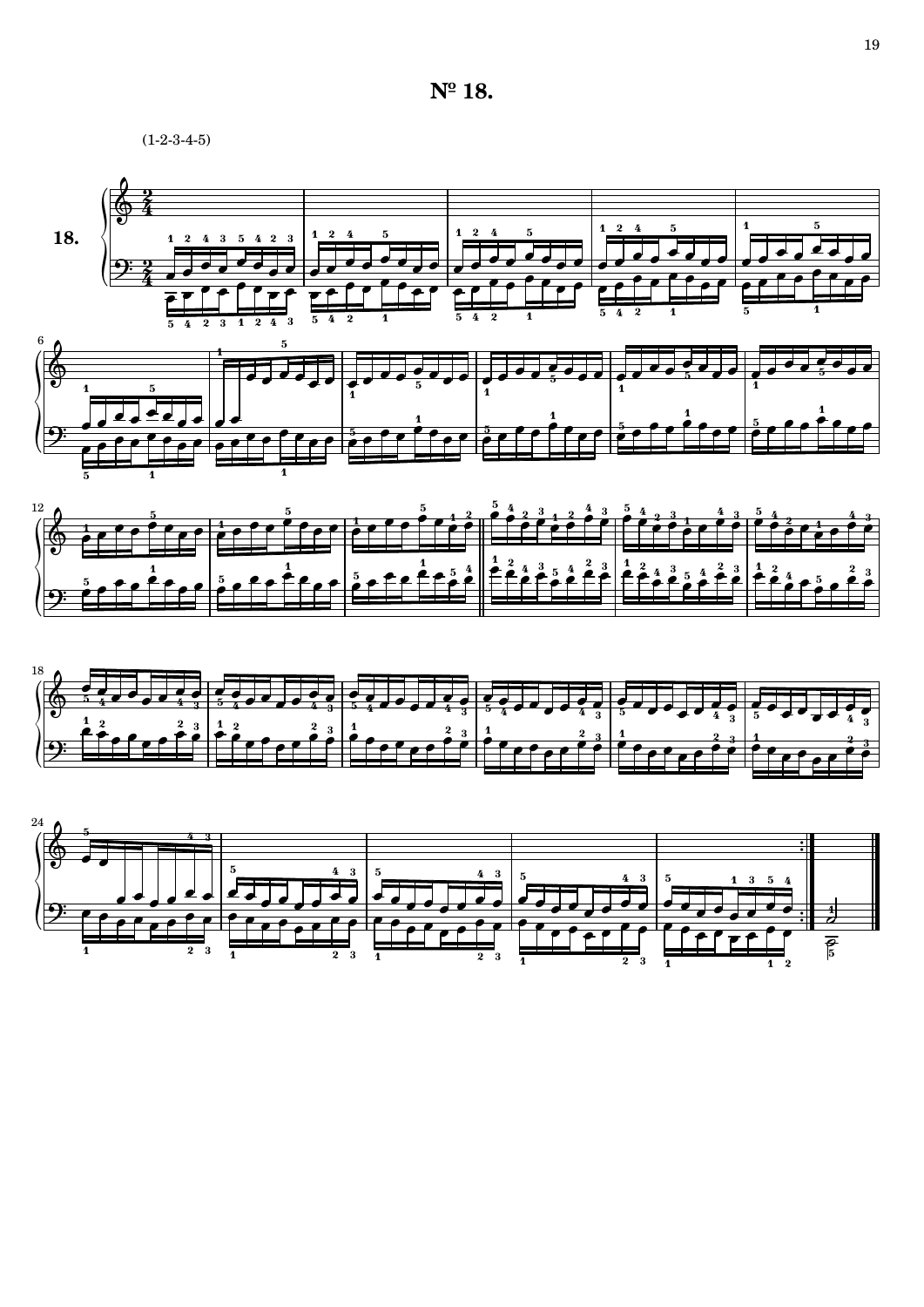# № 18.

(1-2-3-4-5)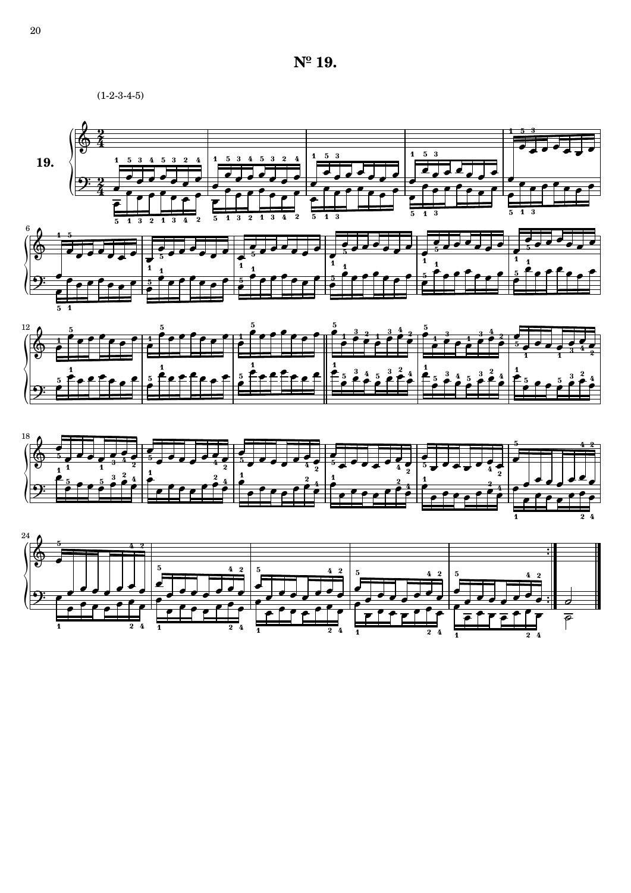# № 19.

(1-2-3-4-5)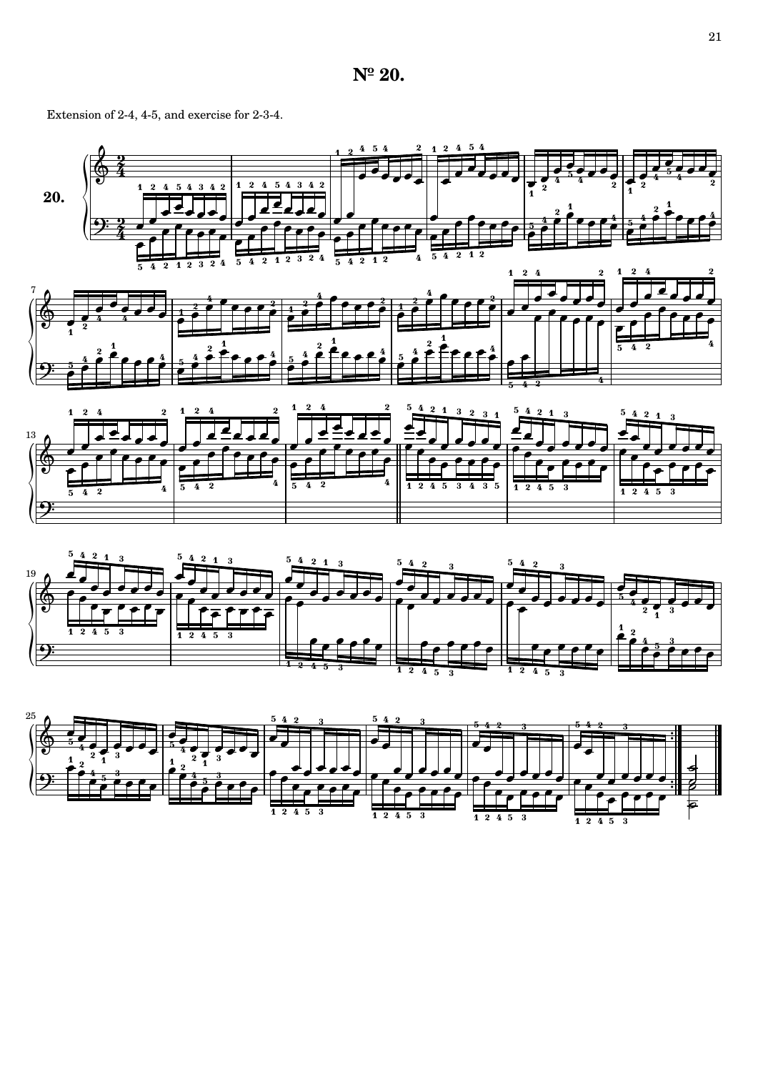## № 20.

Extension of 2-4, 4-5, and exercise for 2-3-4.